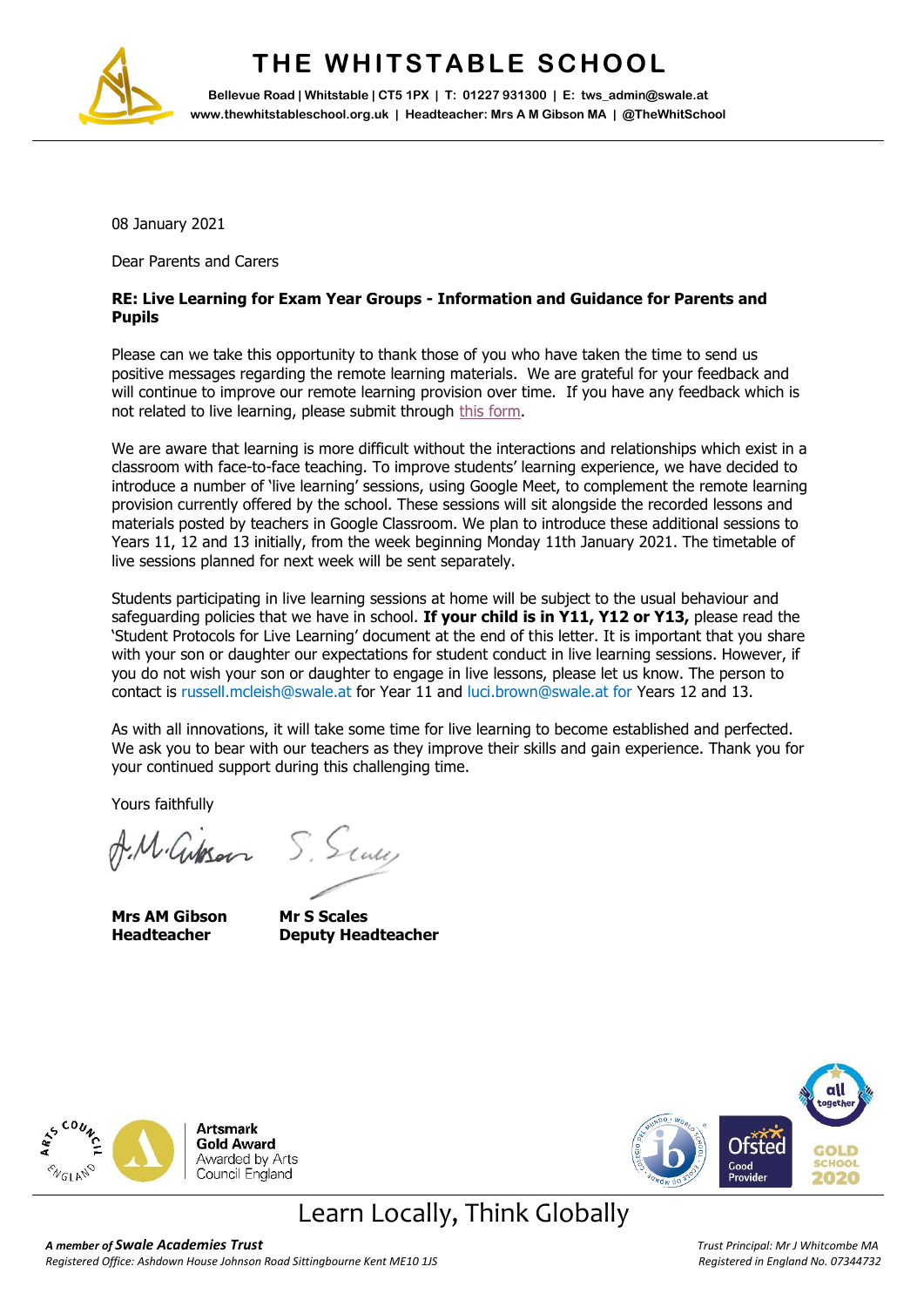# THE WHITSTABLE SCHOOL

**Bellevue Road | Whitstable | CT5 1PX | T: 01227 931300 | E: tws_admin@swale.at**
**www.thewhitstableschool.org.uk | Headteacher: Mrs A M Gibson MA | @TheWhitSchool**

08 January 2021

Dear Parents and Carers

**RE: Live Learning for Exam Year Groups - Information and Guidance for Parents and Pupils**

Please can we take this opportunity to thank those of you who have taken the time to send us positive messages regarding the remote learning materials. We are grateful for your feedback and will continue to improve our remote learning provision over time. If you have any feedback which is not related to live learning, please submit through this form.

We are aware that learning is more difficult without the interactions and relationships which exist in a classroom with face-to-face teaching. To improve students' learning experience, we have decided to introduce a number of 'live learning' sessions, using Google Meet, to complement the remote learning provision currently offered by the school. These sessions will sit alongside the recorded lessons and materials posted by teachers in Google Classroom. We plan to introduce these additional sessions to Years 11, 12 and 13 initially, from the week beginning Monday 11th January 2021. The timetable of live sessions planned for next week will be sent separately.

Students participating in live learning sessions at home will be subject to the usual behaviour and safeguarding policies that we have in school. **If your child is in Y11, Y12 or Y13,** please read the 'Student Protocols for Live Learning' document at the end of this letter. It is important that you share with your son or daughter our expectations for student conduct in live learning sessions. However, if you do not wish your son or daughter to engage in live lessons, please let us know. The person to contact is russell.mcleish@swale.at for Year 11 and luci.brown@swale.at for Years 12 and 13.

As with all innovations, it will take some time for live learning to become established and perfected. We ask you to bear with our teachers as they improve their skills and gain experience. Thank you for your continued support during this challenging time.

Yours faithfully

**Mrs AM Gibson**
**Headteacher**

**Mr S Scales**
**Deputy Headteacher**

Artsmark Gold Award Awarded by Arts Council England

Ofsted Good Provider

all together GOLD SCHOOL 2020

Learn Locally, Think Globally

*A member of* ***Swale Academies Trust***
*Registered Office: Ashdown House Johnson Road Sittingbourne Kent ME10 1JS*

*Trust Principal: Mr J Whitcombe MA*
*Registered in England No. 07344732*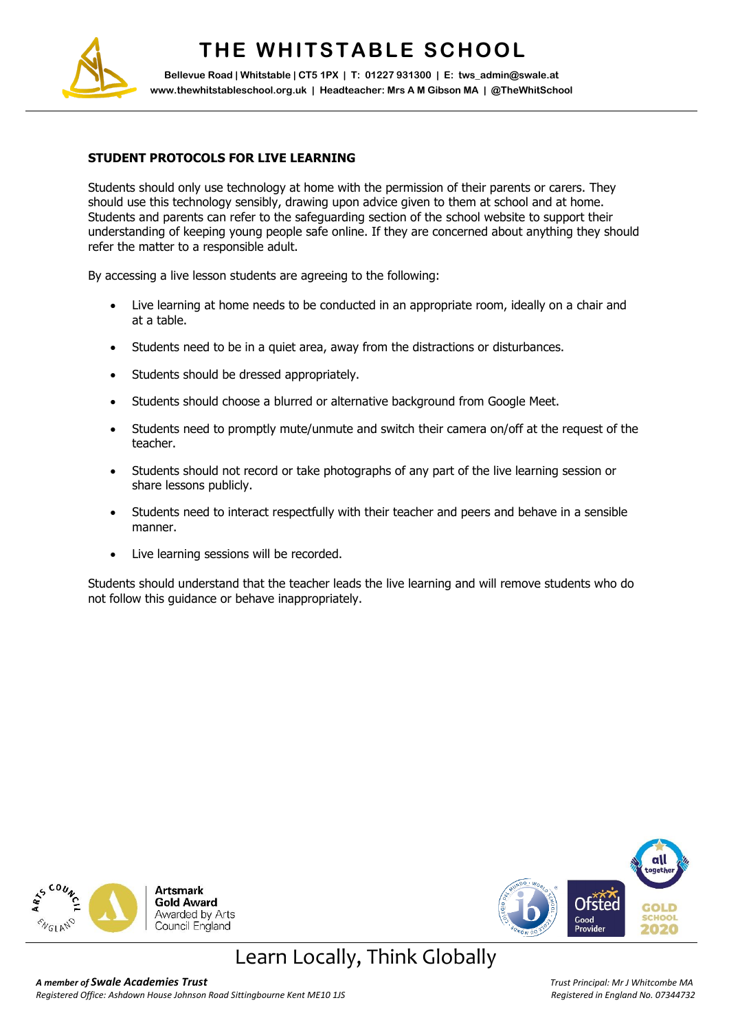## STUDENT PROTOCOLS FOR LIVE LEARNING

Students should only use technology at home with the permission of their parents or carers. They should use this technology sensibly, drawing upon advice given to them at school and at home. Students and parents can refer to the safeguarding section of the school website to support their understanding of keeping young people safe online. If they are concerned about anything they should refer the matter to a responsible adult.

By accessing a live lesson students are agreeing to the following:

- Live learning at home needs to be conducted in an appropriate room, ideally on a chair and at a table.
- Students need to be in a quiet area, away from the distractions or disturbances.
- Students should be dressed appropriately.
- Students should choose a blurred or alternative background from Google Meet.
- Students need to promptly mute/unmute and switch their camera on/off at the request of the teacher.
- Students should not record or take photographs of any part of the live learning session or share lessons publicly.
- Students need to interact respectfully with their teacher and peers and behave in a sensible manner.
- Live learning sessions will be recorded.

Students should understand that the teacher leads the live learning and will remove students who do not follow this guidance or behave inappropriately.